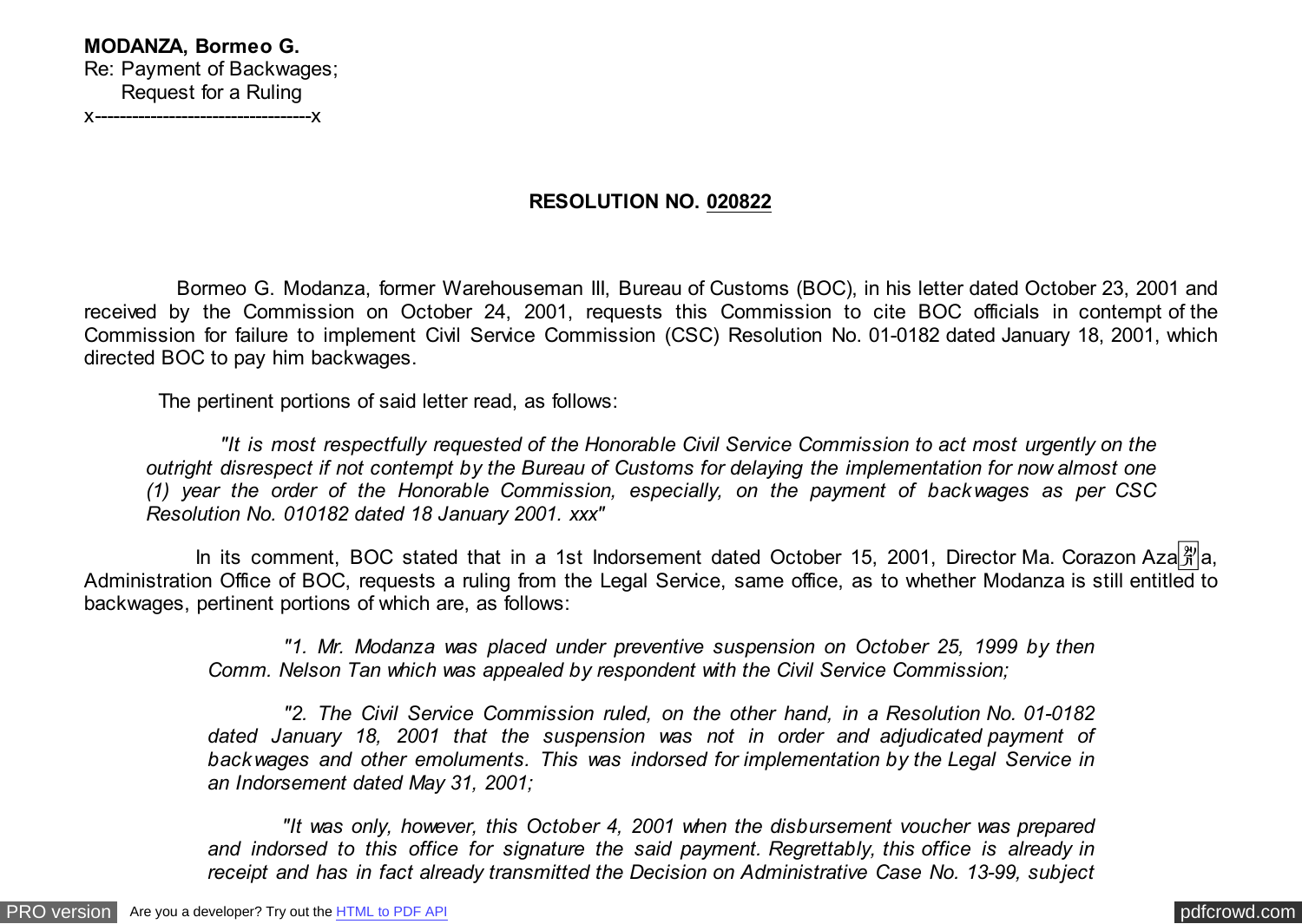**MODANZA, Bormeo G.**
Re: Payment of Backwages;
Request for a Ruling
x-----------------------------------x

**RESOLUTION NO. 020822**

Bormeo G. Modanza, former Warehouseman III, Bureau of Customs (BOC), in his letter dated October 23, 2001 and received by the Commission on October 24, 2001, requests this Commission to cite BOC officials in contempt of the Commission for failure to implement Civil Service Commission (CSC) Resolution No. 01-0182 dated January 18, 2001, which directed BOC to pay him backwages.

The pertinent portions of said letter read, as follows:

> *"It is most respectfully requested of the Honorable Civil Service Commission to act most urgently on the outright disrespect if not contempt by the Bureau of Customs for delaying the implementation for now almost one (1) year the order of the Honorable Commission, especially, on the payment of backwages as per CSC Resolution No. 010182 dated 18 January 2001. xxx"*

In its comment, BOC stated that in a 1st Indorsement dated October 15, 2001, Director Ma. Corazon Azaña, Administration Office of BOC, requests a ruling from the Legal Service, same office, as to whether Modanza is still entitled to backwages, pertinent portions of which are, as follows:

> *"1. Mr. Modanza was placed under preventive suspension on October 25, 1999 by then Comm. Nelson Tan which was appealed by respondent with the Civil Service Commission;*
>
> *"2. The Civil Service Commission ruled, on the other hand, in a Resolution No. 01-0182 dated January 18, 2001 that the suspension was not in order and adjudicated payment of backwages and other emoluments. This was indorsed for implementation by the Legal Service in an Indorsement dated May 31, 2001;*
>
> *"It was only, however, this October 4, 2001 when the disbursement voucher was prepared and indorsed to this office for signature the said payment. Regrettably, this office is already in receipt and has in fact already transmitted the Decision on Administrative Case No. 13-99, subject*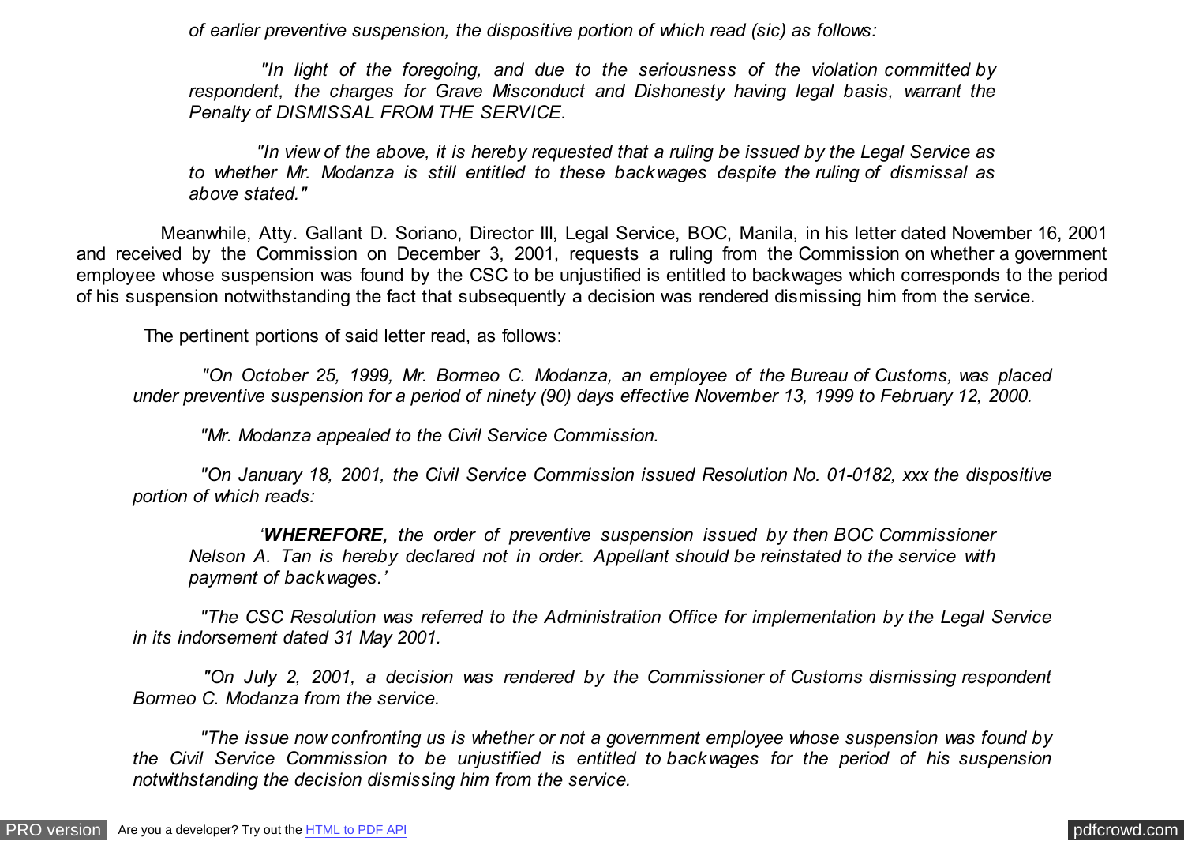*of earlier preventive suspension, the dispositive portion of which read (sic) as follows:*

> *"In light of the foregoing, and due to the seriousness of the violation committed by respondent, the charges for Grave Misconduct and Dishonesty having legal basis, warrant the Penalty of DISMISSAL FROM THE SERVICE.*
>
> *"In view of the above, it is hereby requested that a ruling be issued by the Legal Service as to whether Mr. Modanza is still entitled to these backwages despite the ruling of dismissal as above stated."*

Meanwhile, Atty. Gallant D. Soriano, Director III, Legal Service, BOC, Manila, in his letter dated November 16, 2001 and received by the Commission on December 3, 2001, requests a ruling from the Commission on whether a government employee whose suspension was found by the CSC to be unjustified is entitled to backwages which corresponds to the period of his suspension notwithstanding the fact that subsequently a decision was rendered dismissing him from the service.

The pertinent portions of said letter read, as follows:

*"On October 25, 1999, Mr. Bormeo C. Modanza, an employee of the Bureau of Customs, was placed under preventive suspension for a period of ninety (90) days effective November 13, 1999 to February 12, 2000.*

*"Mr. Modanza appealed to the Civil Service Commission.*

*"On January 18, 2001, the Civil Service Commission issued Resolution No. 01-0182, xxx the dispositive portion of which reads:*

> *'**WHEREFORE,** the order of preventive suspension issued by then BOC Commissioner Nelson A. Tan is hereby declared not in order. Appellant should be reinstated to the service with payment of backwages.'*

*"The CSC Resolution was referred to the Administration Office for implementation by the Legal Service in its indorsement dated 31 May 2001.*

*"On July 2, 2001, a decision was rendered by the Commissioner of Customs dismissing respondent Bormeo C. Modanza from the service.*

*"The issue now confronting us is whether or not a government employee whose suspension was found by the Civil Service Commission to be unjustified is entitled to backwages for the period of his suspension notwithstanding the decision dismissing him from the service.*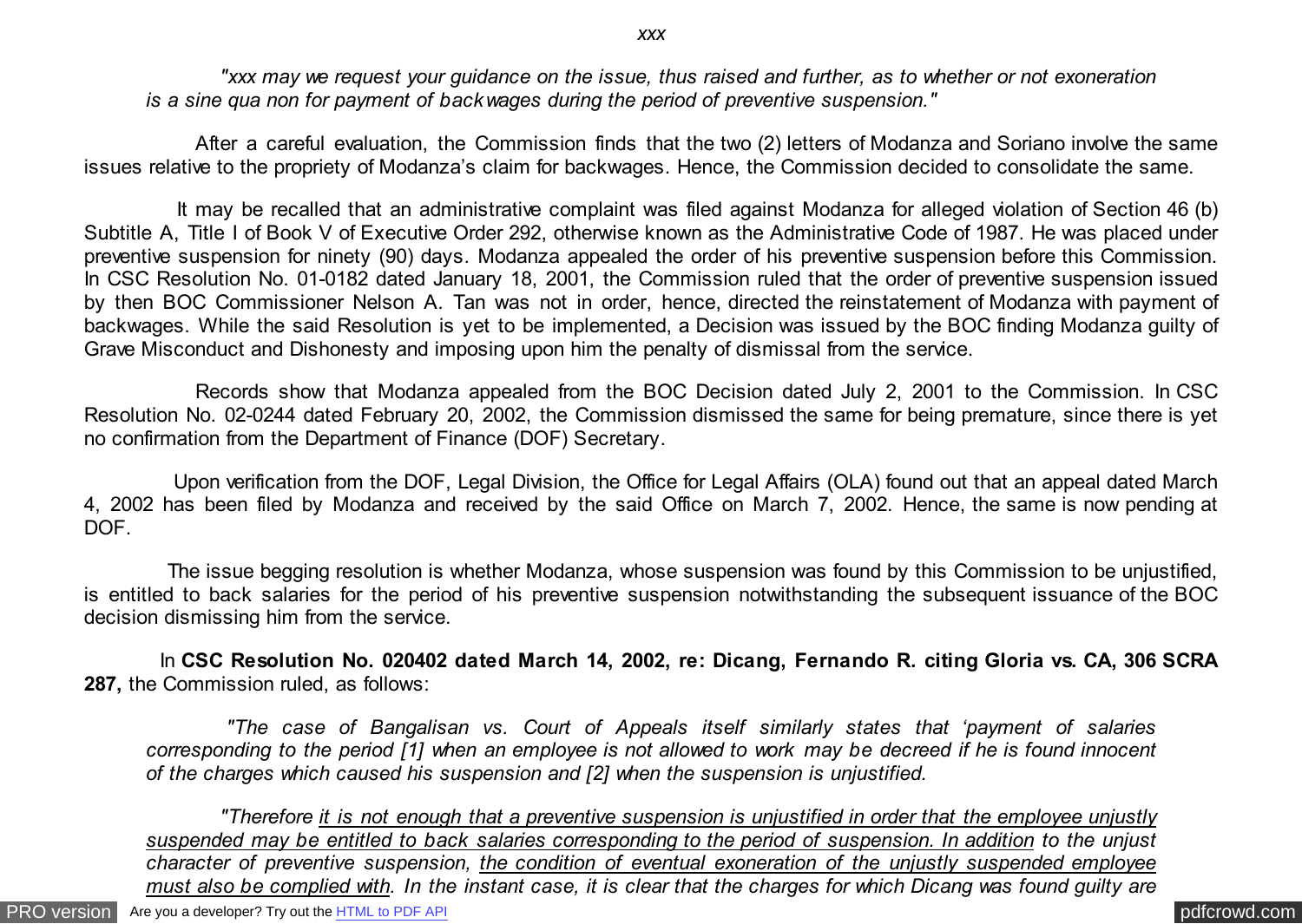*xxx*

*"xxx may we request your guidance on the issue, thus raised and further, as to whether or not exoneration is a sine qua non for payment of backwages during the period of preventive suspension."*

After a careful evaluation, the Commission finds that the two (2) letters of Modanza and Soriano involve the same issues relative to the propriety of Modanza's claim for backwages. Hence, the Commission decided to consolidate the same.

It may be recalled that an administrative complaint was filed against Modanza for alleged violation of Section 46 (b) Subtitle A, Title I of Book V of Executive Order 292, otherwise known as the Administrative Code of 1987. He was placed under preventive suspension for ninety (90) days. Modanza appealed the order of his preventive suspension before this Commission. In CSC Resolution No. 01-0182 dated January 18, 2001, the Commission ruled that the order of preventive suspension issued by then BOC Commissioner Nelson A. Tan was not in order, hence, directed the reinstatement of Modanza with payment of backwages. While the said Resolution is yet to be implemented, a Decision was issued by the BOC finding Modanza guilty of Grave Misconduct and Dishonesty and imposing upon him the penalty of dismissal from the service.

Records show that Modanza appealed from the BOC Decision dated July 2, 2001 to the Commission. In CSC Resolution No. 02-0244 dated February 20, 2002, the Commission dismissed the same for being premature, since there is yet no confirmation from the Department of Finance (DOF) Secretary.

Upon verification from the DOF, Legal Division, the Office for Legal Affairs (OLA) found out that an appeal dated March 4, 2002 has been filed by Modanza and received by the said Office on March 7, 2002. Hence, the same is now pending at DOF.

The issue begging resolution is whether Modanza, whose suspension was found by this Commission to be unjustified, is entitled to back salaries for the period of his preventive suspension notwithstanding the subsequent issuance of the BOC decision dismissing him from the service.

In **CSC Resolution No. 020402 dated March 14, 2002, re: Dicang, Fernando R. citing Gloria vs. CA, 306 SCRA 287,** the Commission ruled, as follows:

*"The case of Bangalisan vs. Court of Appeals itself similarly states that 'payment of salaries corresponding to the period [1] when an employee is not allowed to work may be decreed if he is found innocent of the charges which caused his suspension and [2] when the suspension is unjustified.*

*"Therefore <u>it is not enough that a preventive suspension is unjustified in order that the employee unjustly suspended may be entitled to back salaries corresponding to the period of suspension. In addition</u> to the unjust character of preventive suspension, <u>the condition of eventual exoneration of the unjustly suspended employee must also be complied with</u>. In the instant case, it is clear that the charges for which Dicang was found guilty are*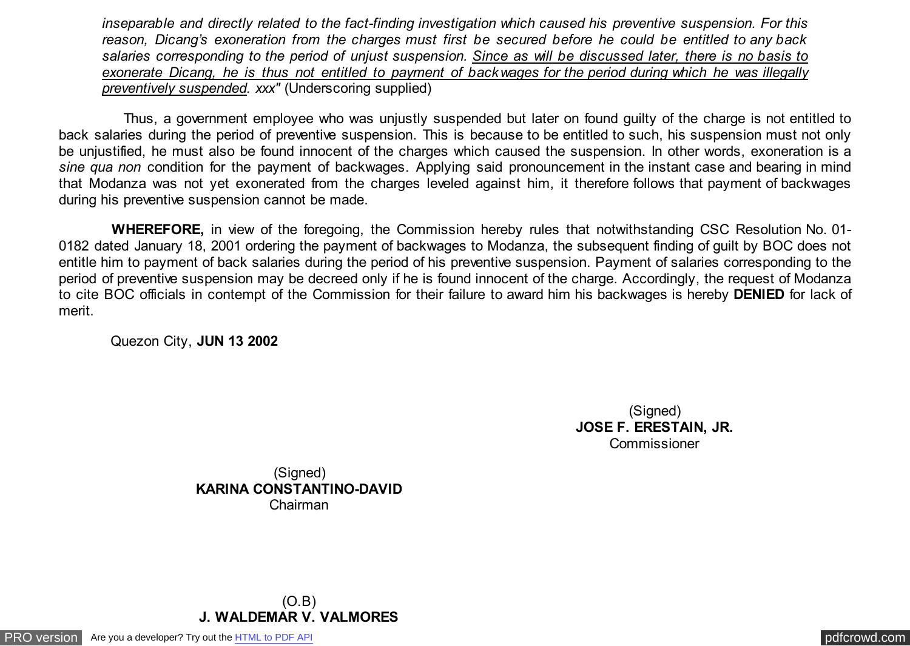*inseparable and directly related to the fact-finding investigation which caused his preventive suspension. For this reason, Dicang's exoneration from the charges must first be secured before he could be entitled to any back salaries corresponding to the period of unjust suspension. <u>Since as will be discussed later, there is no basis to exonerate Dicang, he is thus not entitled to payment of backwages for the period during which he was illegally preventively suspended</u>. xxx"* (Underscoring supplied)

Thus, a government employee who was unjustly suspended but later on found guilty of the charge is not entitled to back salaries during the period of preventive suspension. This is because to be entitled to such, his suspension must not only be unjustified, he must also be found innocent of the charges which caused the suspension. In other words, exoneration is a *sine qua non* condition for the payment of backwages. Applying said pronouncement in the instant case and bearing in mind that Modanza was not yet exonerated from the charges leveled against him, it therefore follows that payment of backwages during his preventive suspension cannot be made.

**WHEREFORE,** in view of the foregoing, the Commission hereby rules that notwithstanding CSC Resolution No. 01-0182 dated January 18, 2001 ordering the payment of backwages to Modanza, the subsequent finding of guilt by BOC does not entitle him to payment of back salaries during the period of his preventive suspension. Payment of salaries corresponding to the period of preventive suspension may be decreed only if he is found innocent of the charge. Accordingly, the request of Modanza to cite BOC officials in contempt of the Commission for their failure to award him his backwages is hereby **DENIED** for lack of merit.

Quezon City, **JUN 13 2002**

(Signed)
**JOSE F. ERESTAIN, JR.**
Commissioner

(Signed)
**KARINA CONSTANTINO-DAVID**
Chairman

(O.B)
**J. WALDEMAR V. VALMORES**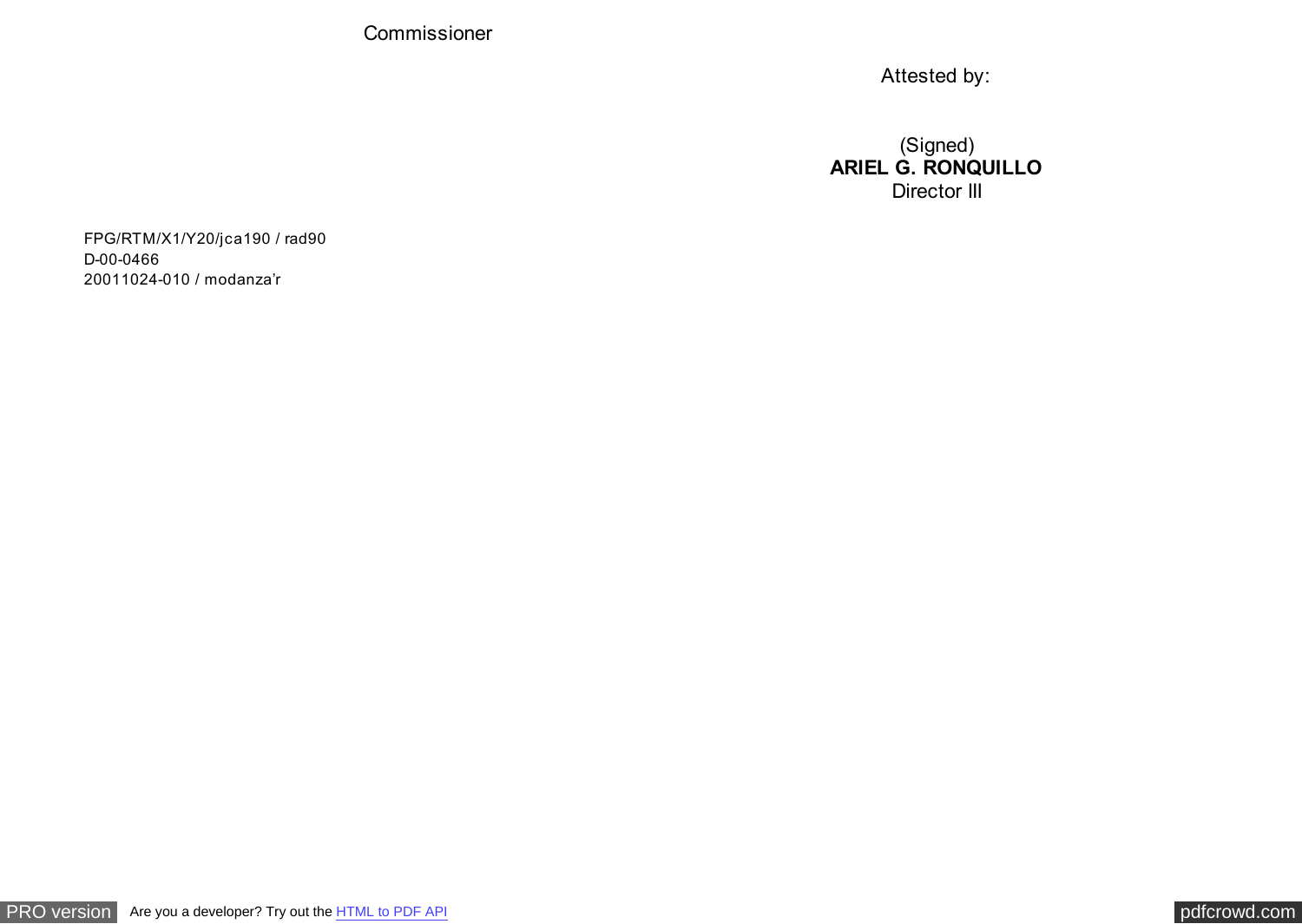Commissioner

Attested by:

(Signed)
**ARIEL G. RONQUILLO**
Director III

FPG/RTM/X1/Y20/jca190 / rad90
D-00-0466
20011024-010 / modanza'r